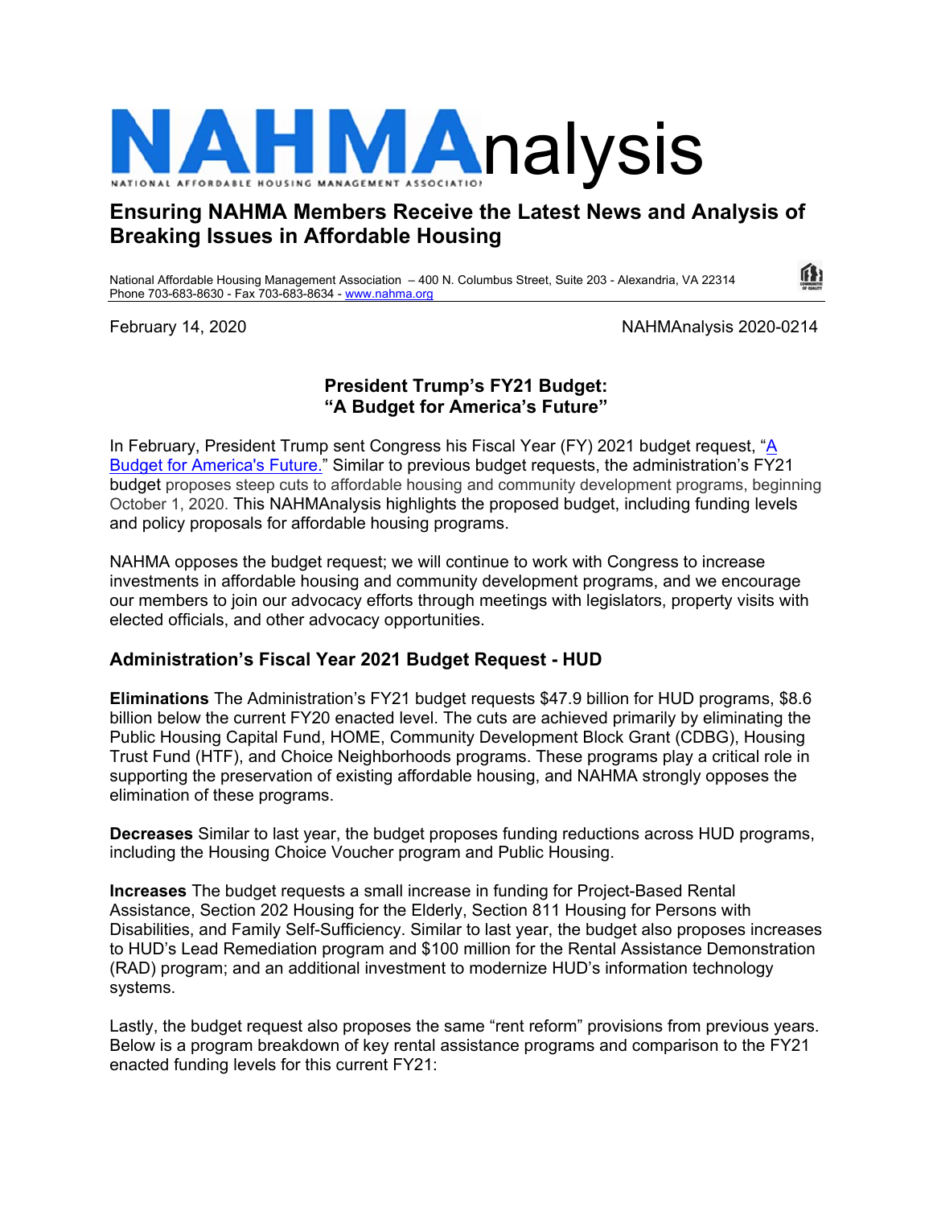# NAHMAnalysis

NATIONAL AFFORDABLE HOUSING MANAGEMENT ASSOCIATION

## Ensuring NAHMA Members Receive the Latest News and Analysis of Breaking Issues in Affordable Housing

National Affordable Housing Management Association – 400 N. Columbus Street, Suite 203 - Alexandria, VA 22314
Phone 703-683-8630 - Fax 703-683-8634 - www.nahma.org

February 14, 2020 NAHMAnalysis 2020-0214

### President Trump's FY21 Budget: "A Budget for America's Future"

In February, President Trump sent Congress his Fiscal Year (FY) 2021 budget request, "A Budget for America's Future." Similar to previous budget requests, the administration's FY21 budget proposes steep cuts to affordable housing and community development programs, beginning October 1, 2020. This NAHMAnalysis highlights the proposed budget, including funding levels and policy proposals for affordable housing programs.

NAHMA opposes the budget request; we will continue to work with Congress to increase investments in affordable housing and community development programs, and we encourage our members to join our advocacy efforts through meetings with legislators, property visits with elected officials, and other advocacy opportunities.

### Administration's Fiscal Year 2021 Budget Request - HUD

**Eliminations** The Administration's FY21 budget requests $47.9 billion for HUD programs, $8.6 billion below the current FY20 enacted level. The cuts are achieved primarily by eliminating the Public Housing Capital Fund, HOME, Community Development Block Grant (CDBG), Housing Trust Fund (HTF), and Choice Neighborhoods programs. These programs play a critical role in supporting the preservation of existing affordable housing, and NAHMA strongly opposes the elimination of these programs.

**Decreases** Similar to last year, the budget proposes funding reductions across HUD programs, including the Housing Choice Voucher program and Public Housing.

**Increases** The budget requests a small increase in funding for Project-Based Rental Assistance, Section 202 Housing for the Elderly, Section 811 Housing for Persons with Disabilities, and Family Self-Sufficiency. Similar to last year, the budget also proposes increases to HUD's Lead Remediation program and $100 million for the Rental Assistance Demonstration (RAD) program; and an additional investment to modernize HUD's information technology systems.

Lastly, the budget request also proposes the same "rent reform" provisions from previous years. Below is a program breakdown of key rental assistance programs and comparison to the FY21 enacted funding levels for this current FY21: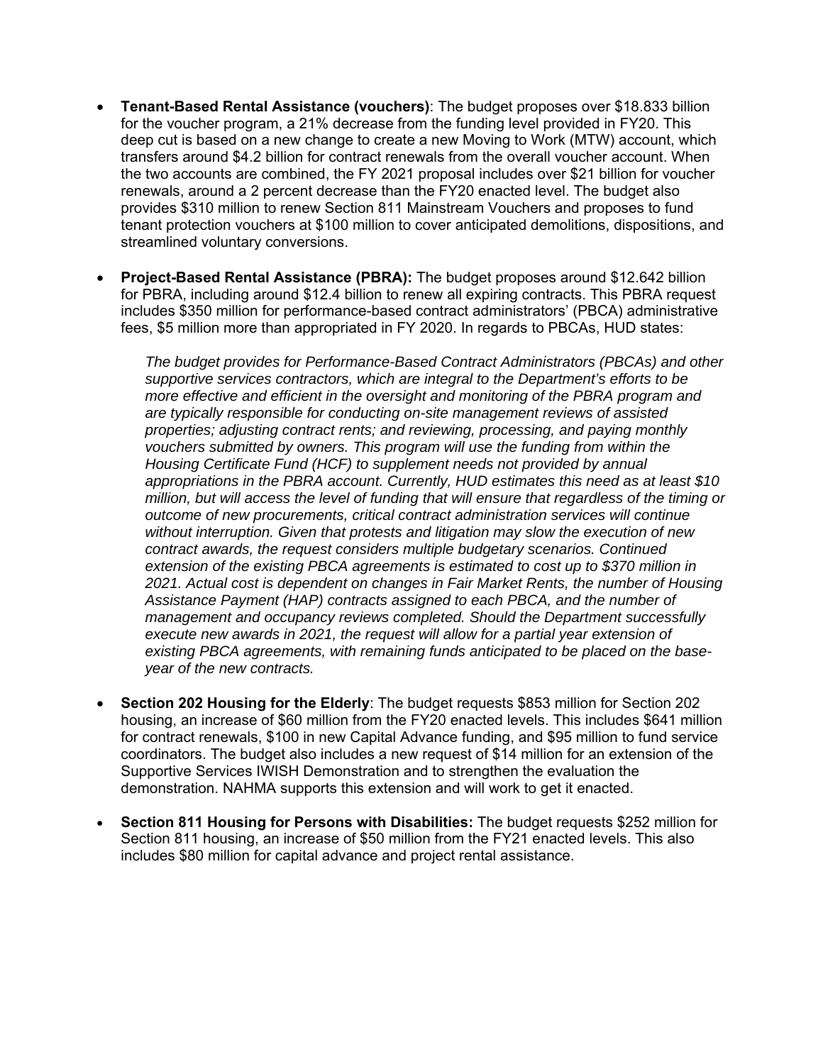- **Tenant-Based Rental Assistance (vouchers)**: The budget proposes over $18.833 billion for the voucher program, a 21% decrease from the funding level provided in FY20. This deep cut is based on a new change to create a new Moving to Work (MTW) account, which transfers around $4.2 billion for contract renewals from the overall voucher account. When the two accounts are combined, the FY 2021 proposal includes over $21 billion for voucher renewals, around a 2 percent decrease than the FY20 enacted level. The budget also provides $310 million to renew Section 811 Mainstream Vouchers and proposes to fund tenant protection vouchers at $100 million to cover anticipated demolitions, dispositions, and streamlined voluntary conversions.

- **Project-Based Rental Assistance (PBRA):** The budget proposes around $12.642 billion for PBRA, including around $12.4 billion to renew all expiring contracts. This PBRA request includes $350 million for performance-based contract administrators' (PBCA) administrative fees, $5 million more than appropriated in FY 2020. In regards to PBCAs, HUD states:

  *The budget provides for Performance-Based Contract Administrators (PBCAs) and other supportive services contractors, which are integral to the Department's efforts to be more effective and efficient in the oversight and monitoring of the PBRA program and are typically responsible for conducting on-site management reviews of assisted properties; adjusting contract rents; and reviewing, processing, and paying monthly vouchers submitted by owners. This program will use the funding from within the Housing Certificate Fund (HCF) to supplement needs not provided by annual appropriations in the PBRA account. Currently, HUD estimates this need as at least $10 million, but will access the level of funding that will ensure that regardless of the timing or outcome of new procurements, critical contract administration services will continue without interruption. Given that protests and litigation may slow the execution of new contract awards, the request considers multiple budgetary scenarios. Continued extension of the existing PBCA agreements is estimated to cost up to $370 million in 2021. Actual cost is dependent on changes in Fair Market Rents, the number of Housing Assistance Payment (HAP) contracts assigned to each PBCA, and the number of management and occupancy reviews completed. Should the Department successfully execute new awards in 2021, the request will allow for a partial year extension of existing PBCA agreements, with remaining funds anticipated to be placed on the base-year of the new contracts.*

- **Section 202 Housing for the Elderly**: The budget requests $853 million for Section 202 housing, an increase of $60 million from the FY20 enacted levels. This includes $641 million for contract renewals, $100 in new Capital Advance funding, and $95 million to fund service coordinators. The budget also includes a new request of $14 million for an extension of the Supportive Services IWISH Demonstration and to strengthen the evaluation the demonstration. NAHMA supports this extension and will work to get it enacted.

- **Section 811 Housing for Persons with Disabilities:** The budget requests $252 million for Section 811 housing, an increase of $50 million from the FY21 enacted levels. This also includes $80 million for capital advance and project rental assistance.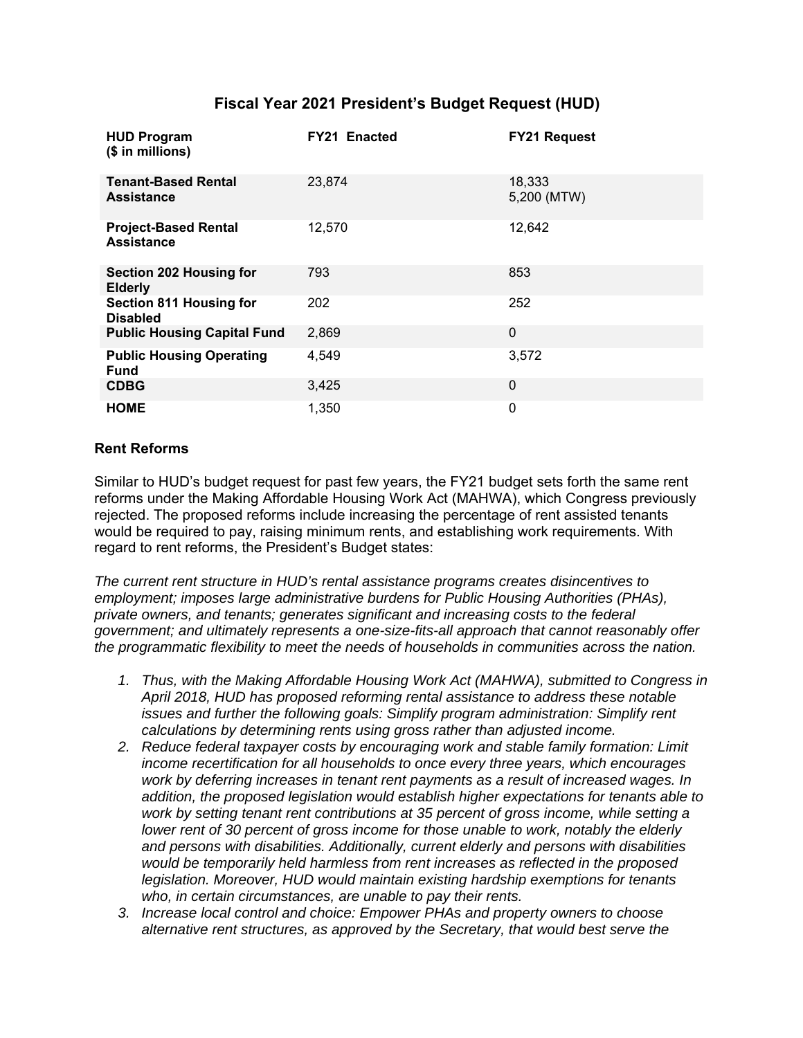## Fiscal Year 2021 President's Budget Request (HUD)

| HUD Program ($ in millions) | FY21 Enacted | FY21 Request |
|---|---|---|
| **Tenant-Based Rental Assistance** | 23,874 | 18,333<br>5,200 (MTW) |
| **Project-Based Rental Assistance** | 12,570 | 12,642 |
| **Section 202 Housing for Elderly** | 793 | 853 |
| **Section 811 Housing for Disabled** | 202 | 252 |
| **Public Housing Capital Fund** | 2,869 | 0 |
| **Public Housing Operating Fund** | 4,549 | 3,572 |
| **CDBG** | 3,425 | 0 |
| **HOME** | 1,350 | 0 |

### Rent Reforms

Similar to HUD's budget request for past few years, the FY21 budget sets forth the same rent reforms under the Making Affordable Housing Work Act (MAHWA), which Congress previously rejected. The proposed reforms include increasing the percentage of rent assisted tenants would be required to pay, raising minimum rents, and establishing work requirements. With regard to rent reforms, the President's Budget states:

*The current rent structure in HUD's rental assistance programs creates disincentives to employment; imposes large administrative burdens for Public Housing Authorities (PHAs), private owners, and tenants; generates significant and increasing costs to the federal government; and ultimately represents a one-size-fits-all approach that cannot reasonably offer the programmatic flexibility to meet the needs of households in communities across the nation.*

1. *Thus, with the Making Affordable Housing Work Act (MAHWA), submitted to Congress in April 2018, HUD has proposed reforming rental assistance to address these notable issues and further the following goals: Simplify program administration: Simplify rent calculations by determining rents using gross rather than adjusted income.*
2. *Reduce federal taxpayer costs by encouraging work and stable family formation: Limit income recertification for all households to once every three years, which encourages work by deferring increases in tenant rent payments as a result of increased wages. In addition, the proposed legislation would establish higher expectations for tenants able to work by setting tenant rent contributions at 35 percent of gross income, while setting a lower rent of 30 percent of gross income for those unable to work, notably the elderly and persons with disabilities. Additionally, current elderly and persons with disabilities would be temporarily held harmless from rent increases as reflected in the proposed legislation. Moreover, HUD would maintain existing hardship exemptions for tenants who, in certain circumstances, are unable to pay their rents.*
3. *Increase local control and choice: Empower PHAs and property owners to choose alternative rent structures, as approved by the Secretary, that would best serve the*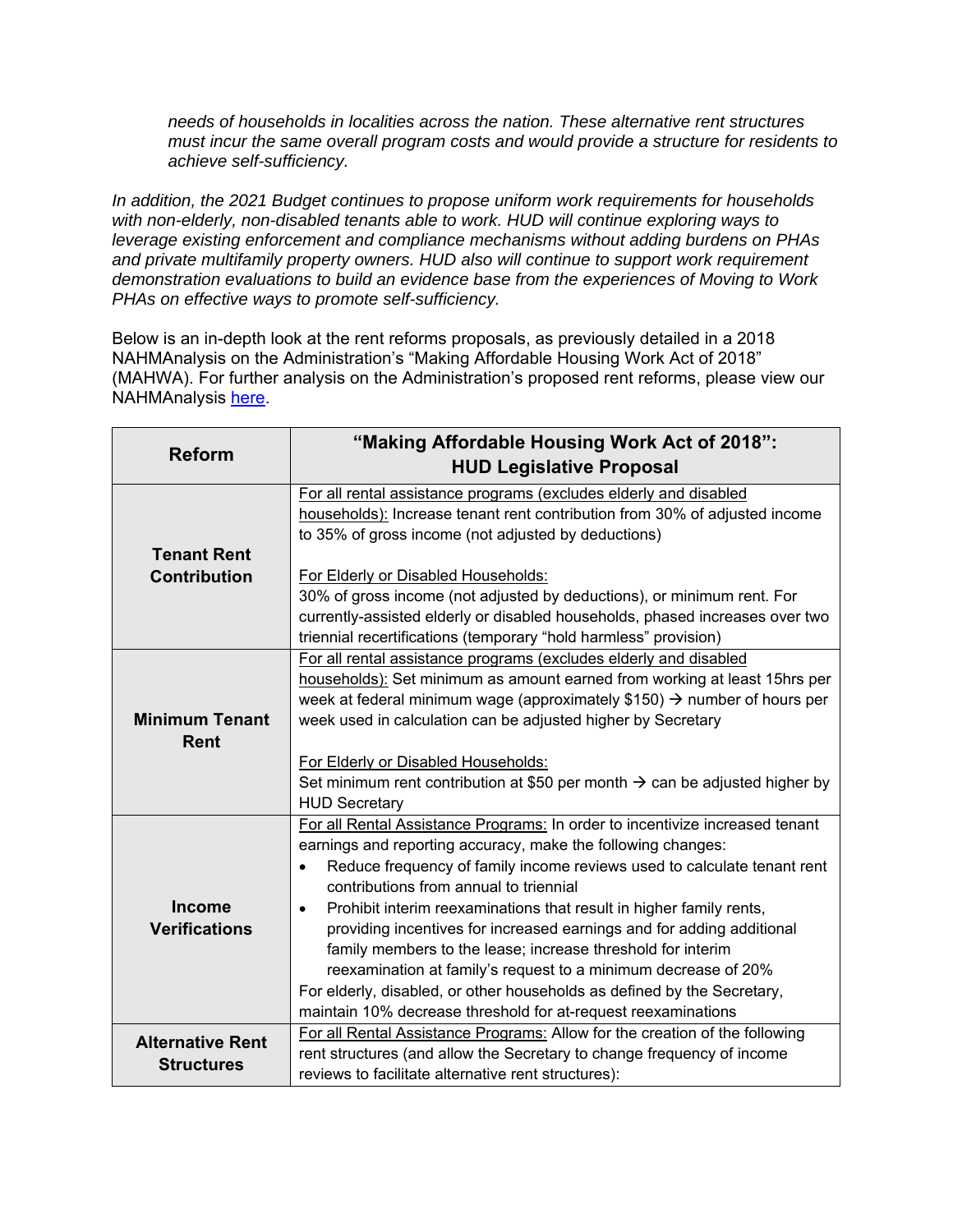*needs of households in localities across the nation. These alternative rent structures must incur the same overall program costs and would provide a structure for residents to achieve self-sufficiency.*

*In addition, the 2021 Budget continues to propose uniform work requirements for households with non-elderly, non-disabled tenants able to work. HUD will continue exploring ways to leverage existing enforcement and compliance mechanisms without adding burdens on PHAs and private multifamily property owners. HUD also will continue to support work requirement demonstration evaluations to build an evidence base from the experiences of Moving to Work PHAs on effective ways to promote self-sufficiency.*

Below is an in-depth look at the rent reforms proposals, as previously detailed in a 2018 NAHMAnalysis on the Administration's "Making Affordable Housing Work Act of 2018" (MAHWA). For further analysis on the Administration's proposed rent reforms, please view our NAHMAnalysis [here](#).

| Reform | "Making Affordable Housing Work Act of 2018": HUD Legislative Proposal |
|---|---|
| **Tenant Rent Contribution** | For all rental assistance programs (excludes elderly and disabled households): Increase tenant rent contribution from 30% of adjusted income to 35% of gross income (not adjusted by deductions)<br><br>For Elderly or Disabled Households:<br>30% of gross income (not adjusted by deductions), or minimum rent. For currently-assisted elderly or disabled households, phased increases over two triennial recertifications (temporary "hold harmless" provision) |
| **Minimum Tenant Rent** | For all rental assistance programs (excludes elderly and disabled households): Set minimum as amount earned from working at least 15hrs per week at federal minimum wage (approximately $150) → number of hours per week used in calculation can be adjusted higher by Secretary<br><br>For Elderly or Disabled Households:<br>Set minimum rent contribution at $50 per month → can be adjusted higher by HUD Secretary |
| **Income Verifications** | For all Rental Assistance Programs: In order to incentivize increased tenant earnings and reporting accuracy, make the following changes:<br>• Reduce frequency of family income reviews used to calculate tenant rent contributions from annual to triennial<br>• Prohibit interim reexaminations that result in higher family rents, providing incentives for increased earnings and for adding additional family members to the lease; increase threshold for interim reexamination at family's request to a minimum decrease of 20%<br>For elderly, disabled, or other households as defined by the Secretary, maintain 10% decrease threshold for at-request reexaminations |
| **Alternative Rent Structures** | For all Rental Assistance Programs: Allow for the creation of the following rent structures (and allow the Secretary to change frequency of income reviews to facilitate alternative rent structures): |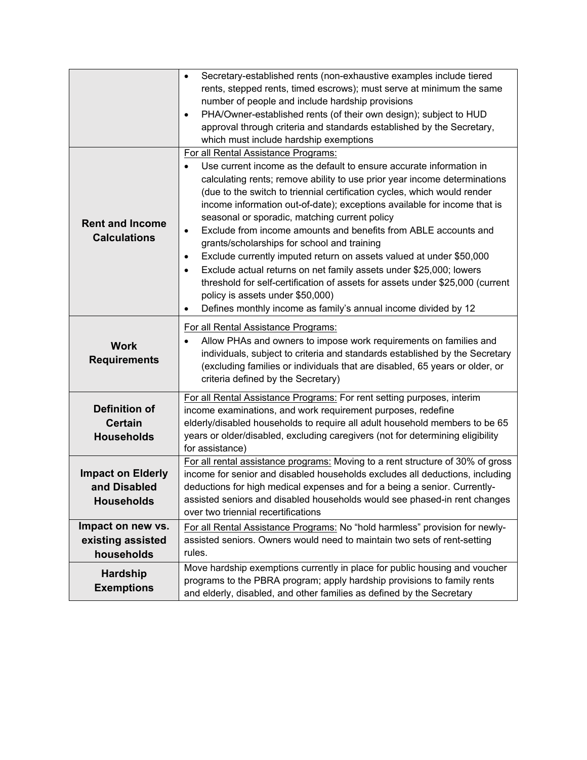| | |
|---|---|
| | • Secretary-established rents (non-exhaustive examples include tiered rents, stepped rents, timed escrows); must serve at minimum the same number of people and include hardship provisions<br>• PHA/Owner-established rents (of their own design); subject to HUD approval through criteria and standards established by the Secretary, which must include hardship exemptions |
| **Rent and Income Calculations** | <u>For all Rental Assistance Programs:</u><br>• Use current income as the default to ensure accurate information in calculating rents; remove ability to use prior year income determinations (due to the switch to triennial certification cycles, which would render income information out-of-date); exceptions available for income that is seasonal or sporadic, matching current policy<br>• Exclude from income amounts and benefits from ABLE accounts and grants/scholarships for school and training<br>• Exclude currently imputed return on assets valued at under $50,000<br>• Exclude actual returns on net family assets under $25,000; lowers threshold for self-certification of assets for assets under $25,000 (current policy is assets under $50,000)<br>• Defines monthly income as family's annual income divided by 12 |
| **Work Requirements** | <u>For all Rental Assistance Programs:</u><br>• Allow PHAs and owners to impose work requirements on families and individuals, subject to criteria and standards established by the Secretary (excluding families or individuals that are disabled, 65 years or older, or criteria defined by the Secretary) |
| **Definition of Certain Households** | <u>For all Rental Assistance Programs:</u> For rent setting purposes, interim income examinations, and work requirement purposes, redefine elderly/disabled households to require all adult household members to be 65 years or older/disabled, excluding caregivers (not for determining eligibility for assistance) |
| **Impact on Elderly and Disabled Households** | <u>For all rental assistance programs:</u> Moving to a rent structure of 30% of gross income for senior and disabled households excludes all deductions, including deductions for high medical expenses and for a being a senior. Currently-assisted seniors and disabled households would see phased-in rent changes over two triennial recertifications |
| **Impact on new vs. existing assisted households** | <u>For all Rental Assistance Programs:</u> No "hold harmless" provision for newly-assisted seniors. Owners would need to maintain two sets of rent-setting rules. |
| **Hardship Exemptions** | Move hardship exemptions currently in place for public housing and voucher programs to the PBRA program; apply hardship provisions to family rents and elderly, disabled, and other families as defined by the Secretary |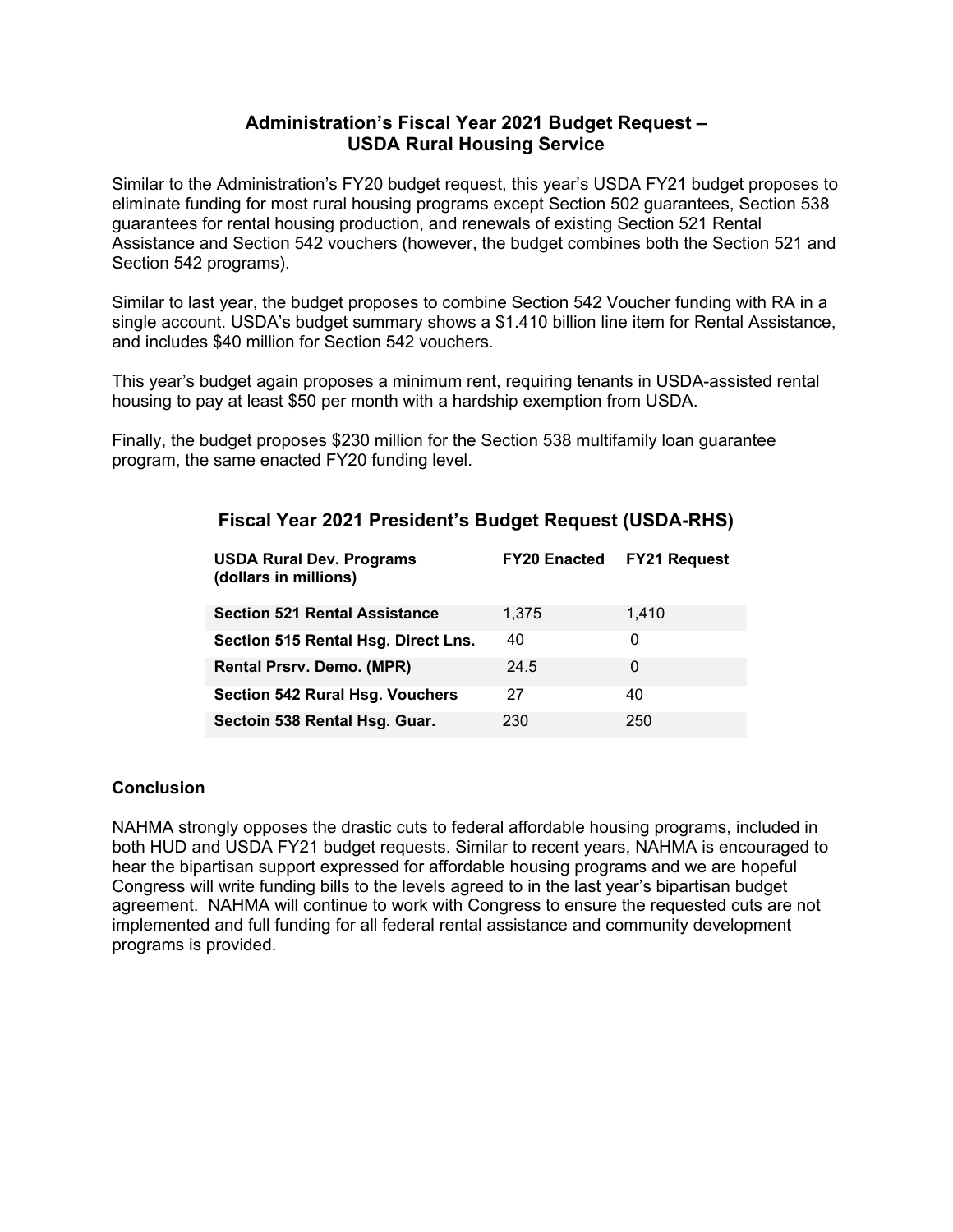## Administration's Fiscal Year 2021 Budget Request – USDA Rural Housing Service

Similar to the Administration's FY20 budget request, this year's USDA FY21 budget proposes to eliminate funding for most rural housing programs except Section 502 guarantees, Section 538 guarantees for rental housing production, and renewals of existing Section 521 Rental Assistance and Section 542 vouchers (however, the budget combines both the Section 521 and Section 542 programs).

Similar to last year, the budget proposes to combine Section 542 Voucher funding with RA in a single account. USDA's budget summary shows a $1.410 billion line item for Rental Assistance, and includes $40 million for Section 542 vouchers.

This year's budget again proposes a minimum rent, requiring tenants in USDA-assisted rental housing to pay at least $50 per month with a hardship exemption from USDA.

Finally, the budget proposes $230 million for the Section 538 multifamily loan guarantee program, the same enacted FY20 funding level.

### Fiscal Year 2021 President's Budget Request (USDA-RHS)

| USDA Rural Dev. Programs (dollars in millions) | FY20 Enacted | FY21 Request |
|---|---|---|
| **Section 521 Rental Assistance** | 1,375 | 1,410 |
| **Section 515 Rental Hsg. Direct Lns.** | 40 | 0 |
| **Rental Prsrv. Demo. (MPR)** | 24.5 | 0 |
| **Section 542 Rural Hsg. Vouchers** | 27 | 40 |
| **Sectoin 538 Rental Hsg. Guar.** | 230 | 250 |

### Conclusion

NAHMA strongly opposes the drastic cuts to federal affordable housing programs, included in both HUD and USDA FY21 budget requests. Similar to recent years, NAHMA is encouraged to hear the bipartisan support expressed for affordable housing programs and we are hopeful Congress will write funding bills to the levels agreed to in the last year's bipartisan budget agreement. NAHMA will continue to work with Congress to ensure the requested cuts are not implemented and full funding for all federal rental assistance and community development programs is provided.